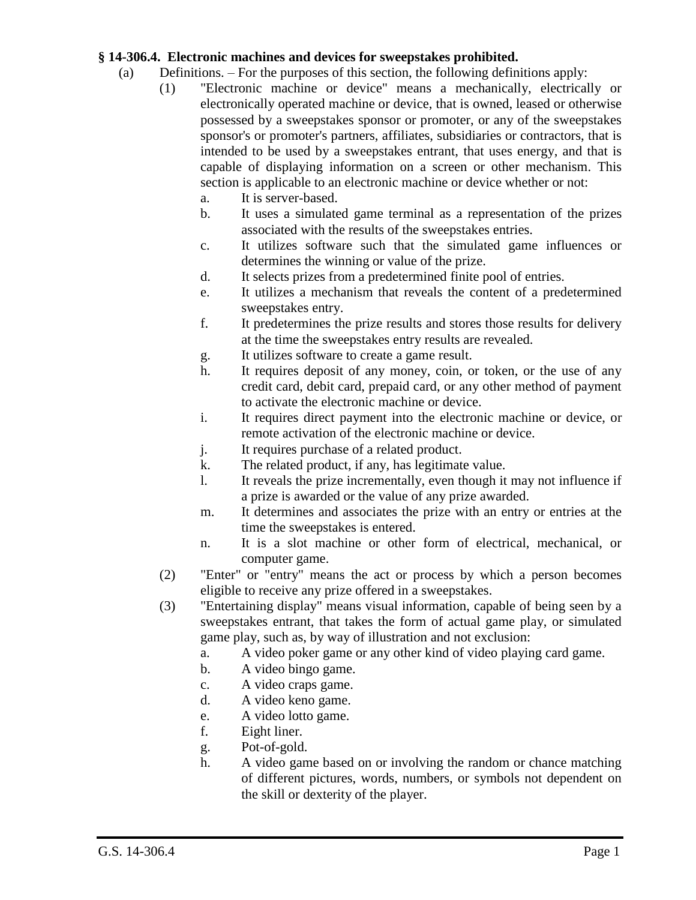**§ 14-306.4. Electronic machines and devices for sweepstakes prohibited.**

(a) Definitions. – For the purposes of this section, the following definitions apply:

(1) "Electronic machine or device" means a mechanically, electrically or electronically operated machine or device, that is owned, leased or otherwise possessed by a sweepstakes sponsor or promoter, or any of the sweepstakes sponsor's or promoter's partners, affiliates, subsidiaries or contractors, that is intended to be used by a sweepstakes entrant, that uses energy, and that is capable of displaying information on a screen or other mechanism. This section is applicable to an electronic machine or device whether or not:

a. It is server-based.

b. It uses a simulated game terminal as a representation of the prizes associated with the results of the sweepstakes entries.

c. It utilizes software such that the simulated game influences or determines the winning or value of the prize.

d. It selects prizes from a predetermined finite pool of entries.

e. It utilizes a mechanism that reveals the content of a predetermined sweepstakes entry.

f. It predetermines the prize results and stores those results for delivery at the time the sweepstakes entry results are revealed.

g. It utilizes software to create a game result.

h. It requires deposit of any money, coin, or token, or the use of any credit card, debit card, prepaid card, or any other method of payment to activate the electronic machine or device.

i. It requires direct payment into the electronic machine or device, or remote activation of the electronic machine or device.

j. It requires purchase of a related product.

k. The related product, if any, has legitimate value.

l. It reveals the prize incrementally, even though it may not influence if a prize is awarded or the value of any prize awarded.

m. It determines and associates the prize with an entry or entries at the time the sweepstakes is entered.

n. It is a slot machine or other form of electrical, mechanical, or computer game.

(2) "Enter" or "entry" means the act or process by which a person becomes eligible to receive any prize offered in a sweepstakes.

(3) "Entertaining display" means visual information, capable of being seen by a sweepstakes entrant, that takes the form of actual game play, or simulated game play, such as, by way of illustration and not exclusion:

a. A video poker game or any other kind of video playing card game.

b. A video bingo game.

c. A video craps game.

d. A video keno game.

e. A video lotto game.

f. Eight liner.

g. Pot-of-gold.

h. A video game based on or involving the random or chance matching of different pictures, words, numbers, or symbols not dependent on the skill or dexterity of the player.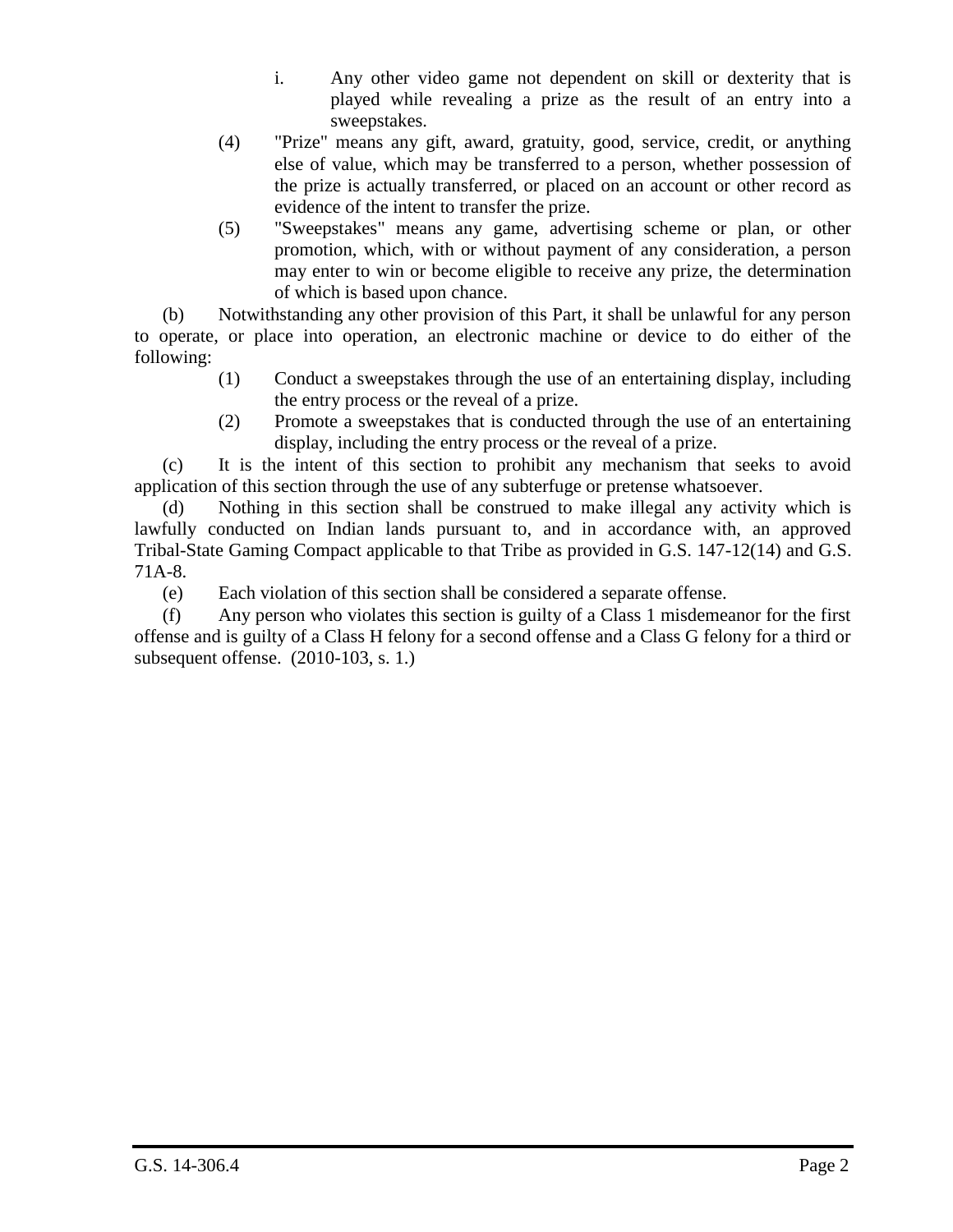i. Any other video game not dependent on skill or dexterity that is played while revealing a prize as the result of an entry into a sweepstakes.

(4) "Prize" means any gift, award, gratuity, good, service, credit, or anything else of value, which may be transferred to a person, whether possession of the prize is actually transferred, or placed on an account or other record as evidence of the intent to transfer the prize.

(5) "Sweepstakes" means any game, advertising scheme or plan, or other promotion, which, with or without payment of any consideration, a person may enter to win or become eligible to receive any prize, the determination of which is based upon chance.

(b) Notwithstanding any other provision of this Part, it shall be unlawful for any person to operate, or place into operation, an electronic machine or device to do either of the following:

(1) Conduct a sweepstakes through the use of an entertaining display, including the entry process or the reveal of a prize.

(2) Promote a sweepstakes that is conducted through the use of an entertaining display, including the entry process or the reveal of a prize.

(c) It is the intent of this section to prohibit any mechanism that seeks to avoid application of this section through the use of any subterfuge or pretense whatsoever.

(d) Nothing in this section shall be construed to make illegal any activity which is lawfully conducted on Indian lands pursuant to, and in accordance with, an approved Tribal-State Gaming Compact applicable to that Tribe as provided in G.S. 147-12(14) and G.S. 71A-8.

(e) Each violation of this section shall be considered a separate offense.

(f) Any person who violates this section is guilty of a Class 1 misdemeanor for the first offense and is guilty of a Class H felony for a second offense and a Class G felony for a third or subsequent offense. (2010-103, s. 1.)